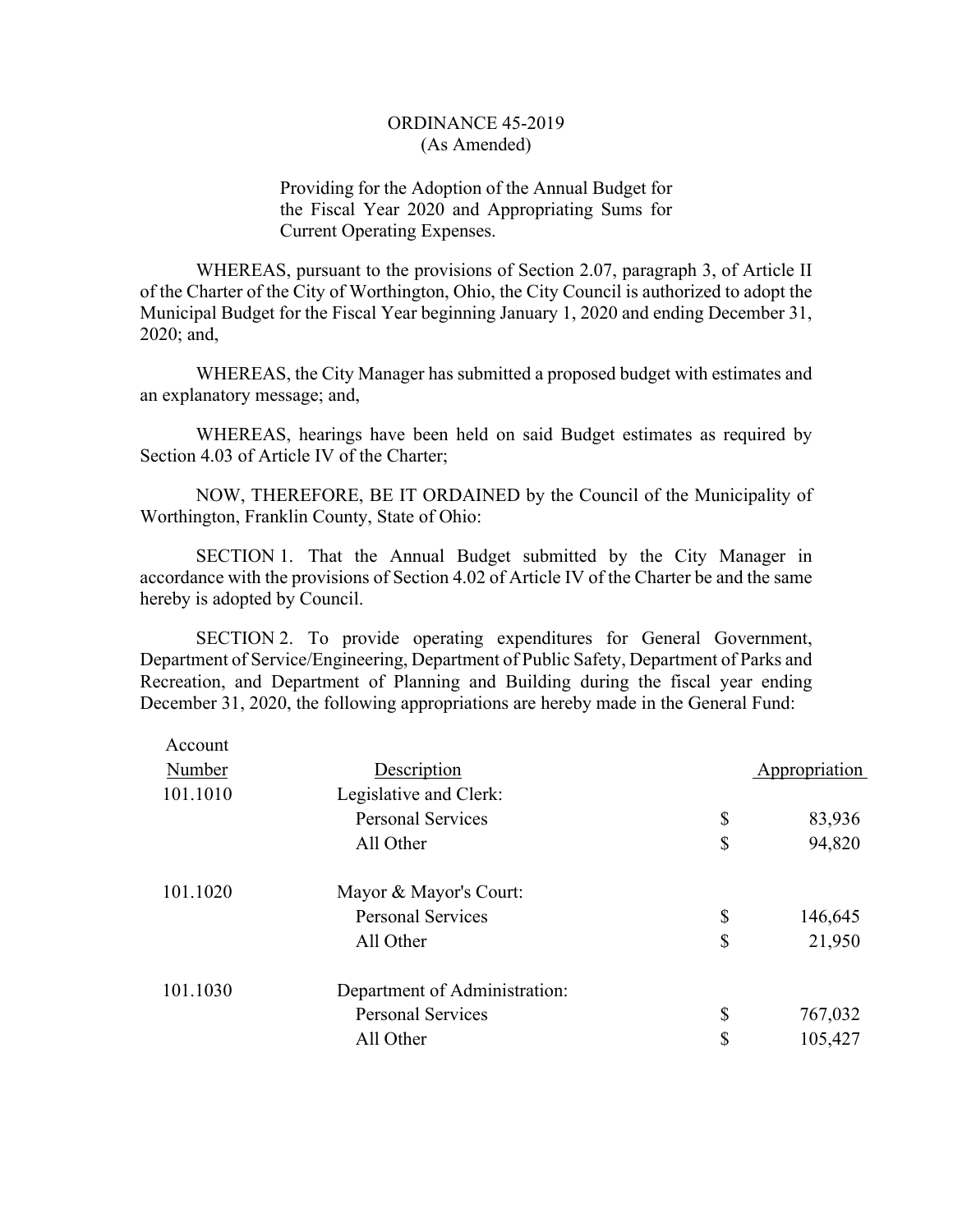# ORDINANCE 45-2019
(As Amended)

Providing for the Adoption of the Annual Budget for the Fiscal Year 2020 and Appropriating Sums for Current Operating Expenses.

WHEREAS, pursuant to the provisions of Section 2.07, paragraph 3, of Article II of the Charter of the City of Worthington, Ohio, the City Council is authorized to adopt the Municipal Budget for the Fiscal Year beginning January 1, 2020 and ending December 31, 2020; and,

WHEREAS, the City Manager has submitted a proposed budget with estimates and an explanatory message; and,

WHEREAS, hearings have been held on said Budget estimates as required by Section 4.03 of Article IV of the Charter;

NOW, THEREFORE, BE IT ORDAINED by the Council of the Municipality of Worthington, Franklin County, State of Ohio:

SECTION 1. That the Annual Budget submitted by the City Manager in accordance with the provisions of Section 4.02 of Article IV of the Charter be and the same hereby is adopted by Council.

SECTION 2. To provide operating expenditures for General Government, Department of Service/Engineering, Department of Public Safety, Department of Parks and Recreation, and Department of Planning and Building during the fiscal year ending December 31, 2020, the following appropriations are hereby made in the General Fund:

| Account Number | Description | | Appropriation |
|---|---|---|---|
| 101.1010 | Legislative and Clerk: | | |
| | Personal Services | $ | 83,936 |
| | All Other | $ | 94,820 |
| 101.1020 | Mayor & Mayor's Court: | | |
| | Personal Services | $ | 146,645 |
| | All Other | $ | 21,950 |
| 101.1030 | Department of Administration: | | |
| | Personal Services | $ | 767,032 |
| | All Other | $ | 105,427 |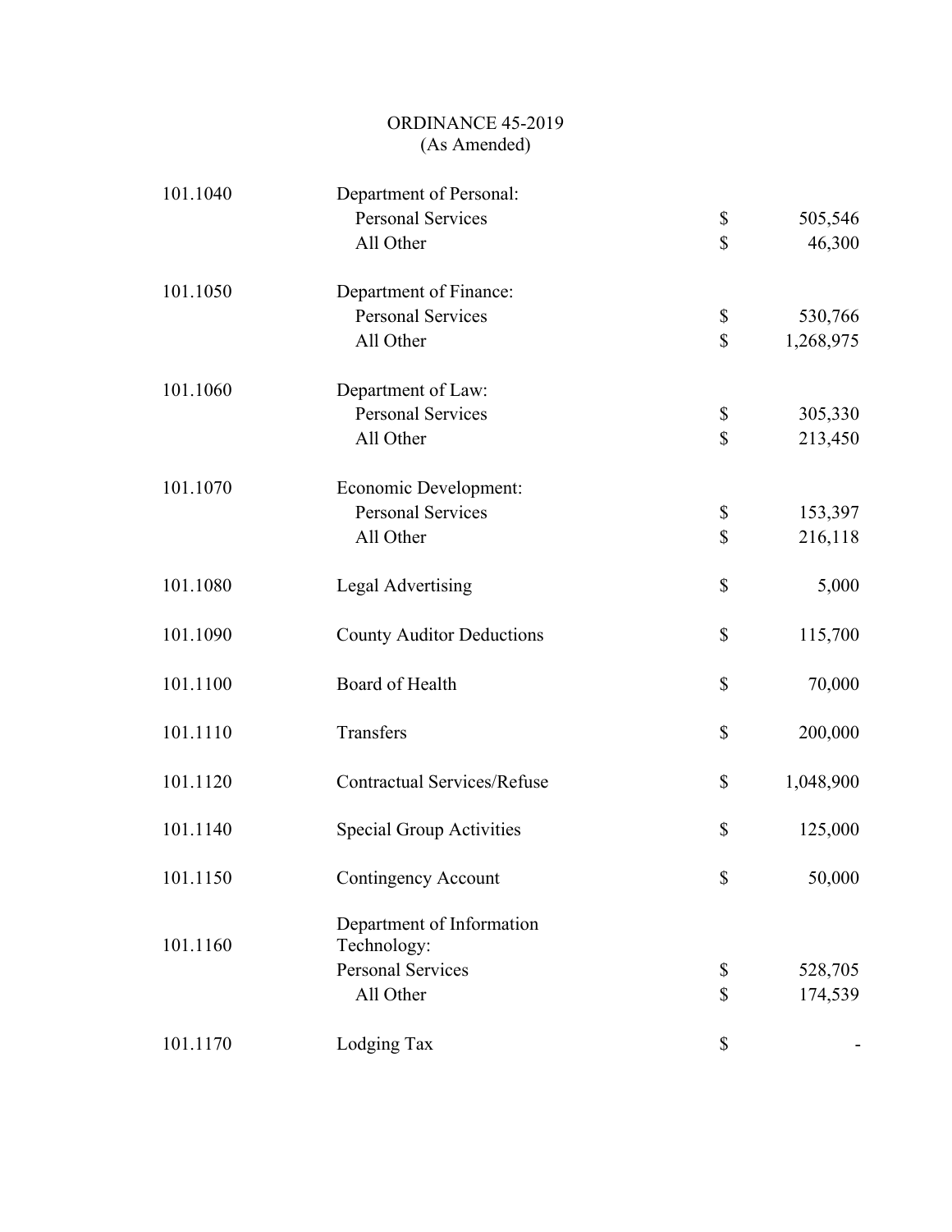ORDINANCE 45-2019
(As Amended)

| Account | Description | | Amount |
|---|---|---|---|
| 101.1040 | Department of Personal: | | |
| | Personal Services | $ | 505,546 |
| | All Other | $ | 46,300 |
| 101.1050 | Department of Finance: | | |
| | Personal Services | $ | 530,766 |
| | All Other | $ | 1,268,975 |
| 101.1060 | Department of Law: | | |
| | Personal Services | $ | 305,330 |
| | All Other | $ | 213,450 |
| 101.1070 | Economic Development: | | |
| | Personal Services | $ | 153,397 |
| | All Other | $ | 216,118 |
| 101.1080 | Legal Advertising | $ | 5,000 |
| 101.1090 | County Auditor Deductions | $ | 115,700 |
| 101.1100 | Board of Health | $ | 70,000 |
| 101.1110 | Transfers | $ | 200,000 |
| 101.1120 | Contractual Services/Refuse | $ | 1,048,900 |
| 101.1140 | Special Group Activities | $ | 125,000 |
| 101.1150 | Contingency Account | $ | 50,000 |
| 101.1160 | Department of Information Technology: | | |
| | Personal Services | $ | 528,705 |
| | All Other | $ | 174,539 |
| 101.1170 | Lodging Tax | $ | - |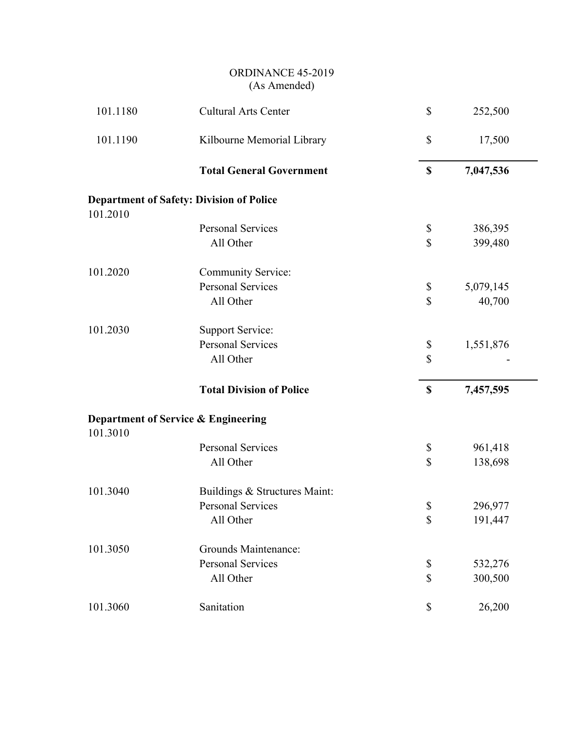ORDINANCE 45-2019
(As Amended)

| | | | |
|---|---|---|---|
| 101.1180 | Cultural Arts Center | $ | 252,500 |
| 101.1190 | Kilbourne Memorial Library | $ | 17,500 |
| | **Total General Government** | **$** | **7,047,536** |
| **Department of Safety: Division of Police** | | | |
| 101.2010 | | | |
| | Personal Services | $ | 386,395 |
| | All Other | $ | 399,480 |
| 101.2020 | Community Service: | | |
| | Personal Services | $ | 5,079,145 |
| | All Other | $ | 40,700 |
| 101.2030 | Support Service: | | |
| | Personal Services | $ | 1,551,876 |
| | All Other | $ | - |
| | **Total Division of Police** | **$** | **7,457,595** |
| **Department of Service & Engineering** | | | |
| 101.3010 | | | |
| | Personal Services | $ | 961,418 |
| | All Other | $ | 138,698 |
| 101.3040 | Buildings & Structures Maint: | | |
| | Personal Services | $ | 296,977 |
| | All Other | $ | 191,447 |
| 101.3050 | Grounds Maintenance: | | |
| | Personal Services | $ | 532,276 |
| | All Other | $ | 300,500 |
| 101.3060 | Sanitation | $ | 26,200 |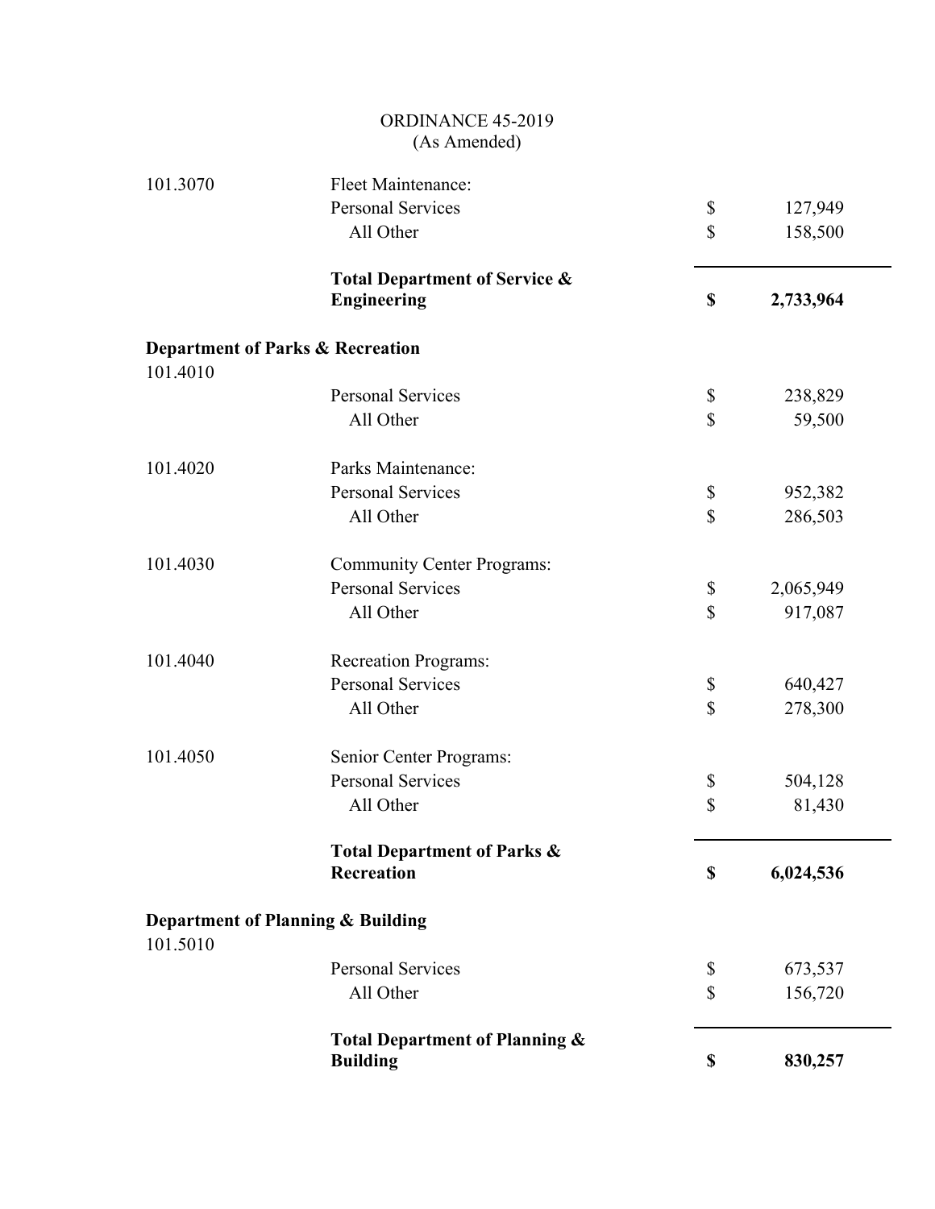ORDINANCE 45-2019
(As Amended)

| | | | |
|---|---|---|---|
| 101.3070 | Fleet Maintenance: | | |
| | Personal Services | $ | 127,949 |
| | All Other | $ | 158,500 |
| | **Total Department of Service & Engineering** | **$** | **2,733,964** |
| **Department of Parks & Recreation** | | | |
| 101.4010 | | | |
| | Personal Services | $ | 238,829 |
| | All Other | $ | 59,500 |
| 101.4020 | Parks Maintenance: | | |
| | Personal Services | $ | 952,382 |
| | All Other | $ | 286,503 |
| 101.4030 | Community Center Programs: | | |
| | Personal Services | $ | 2,065,949 |
| | All Other | $ | 917,087 |
| 101.4040 | Recreation Programs: | | |
| | Personal Services | $ | 640,427 |
| | All Other | $ | 278,300 |
| 101.4050 | Senior Center Programs: | | |
| | Personal Services | $ | 504,128 |
| | All Other | $ | 81,430 |
| | **Total Department of Parks & Recreation** | **$** | **6,024,536** |
| **Department of Planning & Building** | | | |
| 101.5010 | | | |
| | Personal Services | $ | 673,537 |
| | All Other | $ | 156,720 |
| | **Total Department of Planning & Building** | **$** | **830,257** |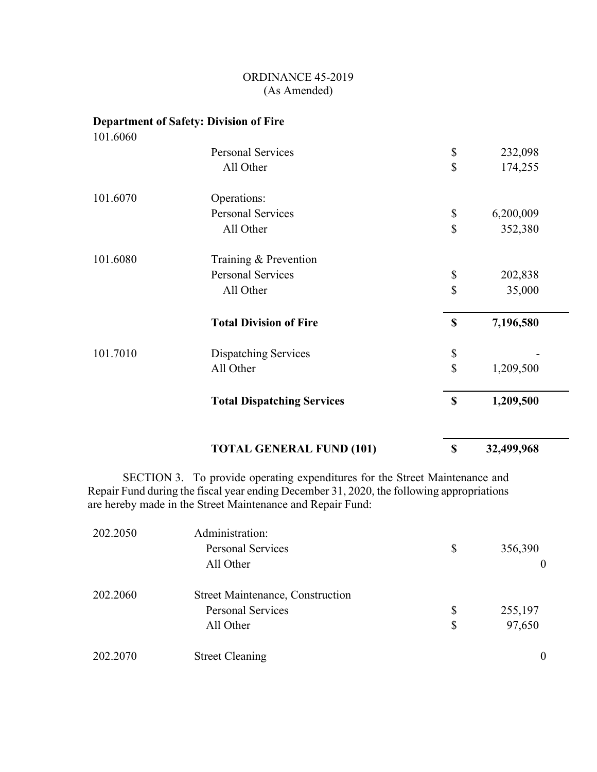ORDINANCE 45-2019
(As Amended)

**Department of Safety: Division of Fire**

| | | | |
|---|---|---|---|
| 101.6060 | | | |
| | Personal Services | $ | 232,098 |
| | All Other | $ | 174,255 |
| 101.6070 | Operations: | | |
| | Personal Services | $ | 6,200,009 |
| | All Other | $ | 352,380 |
| 101.6080 | Training & Prevention | | |
| | Personal Services | $ | 202,838 |
| | All Other | $ | 35,000 |
| | **Total Division of Fire** | **$** | **7,196,580** |
| 101.7010 | Dispatching Services | $ | - |
| | All Other | $ | 1,209,500 |
| | **Total Dispatching Services** | **$** | **1,209,500** |
| | **TOTAL GENERAL FUND (101)** | **$** | **32,499,968** |

SECTION 3. To provide operating expenditures for the Street Maintenance and Repair Fund during the fiscal year ending December 31, 2020, the following appropriations are hereby made in the Street Maintenance and Repair Fund:

| | | | |
|---|---|---|---|
| 202.2050 | Administration: | | |
| | Personal Services | $ | 356,390 |
| | All Other | | 0 |
| 202.2060 | Street Maintenance, Construction | | |
| | Personal Services | $ | 255,197 |
| | All Other | $ | 97,650 |
| 202.2070 | Street Cleaning | | 0 |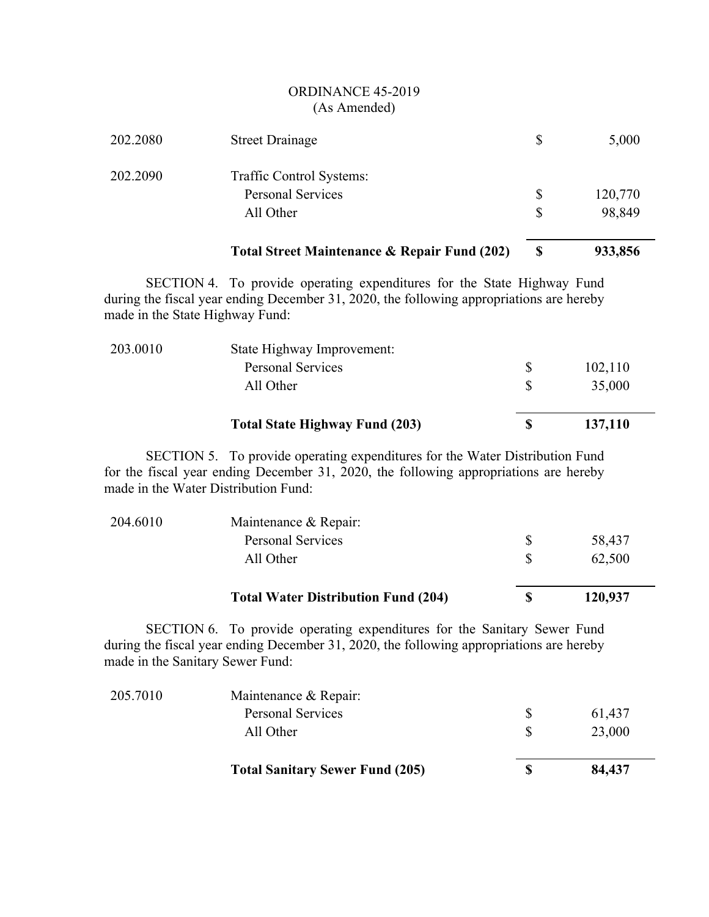ORDINANCE 45-2019
(As Amended)

| | | | |
|---|---|---|---|
| 202.2080 | Street Drainage | $ | 5,000 |
| 202.2090 | Traffic Control Systems: | | |
| | Personal Services | $ | 120,770 |
| | All Other | $ | 98,849 |
| | **Total Street Maintenance & Repair Fund (202)** | **$** | **933,856** |

SECTION 4. To provide operating expenditures for the State Highway Fund during the fiscal year ending December 31, 2020, the following appropriations are hereby made in the State Highway Fund:

| | | | |
|---|---|---|---|
| 203.0010 | State Highway Improvement: | | |
| | Personal Services | $ | 102,110 |
| | All Other | $ | 35,000 |
| | **Total State Highway Fund (203)** | **$** | **137,110** |

SECTION 5. To provide operating expenditures for the Water Distribution Fund for the fiscal year ending December 31, 2020, the following appropriations are hereby made in the Water Distribution Fund:

| | | | |
|---|---|---|---|
| 204.6010 | Maintenance & Repair: | | |
| | Personal Services | $ | 58,437 |
| | All Other | $ | 62,500 |
| | **Total Water Distribution Fund (204)** | **$** | **120,937** |

SECTION 6. To provide operating expenditures for the Sanitary Sewer Fund during the fiscal year ending December 31, 2020, the following appropriations are hereby made in the Sanitary Sewer Fund:

| | | | |
|---|---|---|---|
| 205.7010 | Maintenance & Repair: | | |
| | Personal Services | $ | 61,437 |
| | All Other | $ | 23,000 |
| | **Total Sanitary Sewer Fund (205)** | **$** | **84,437** |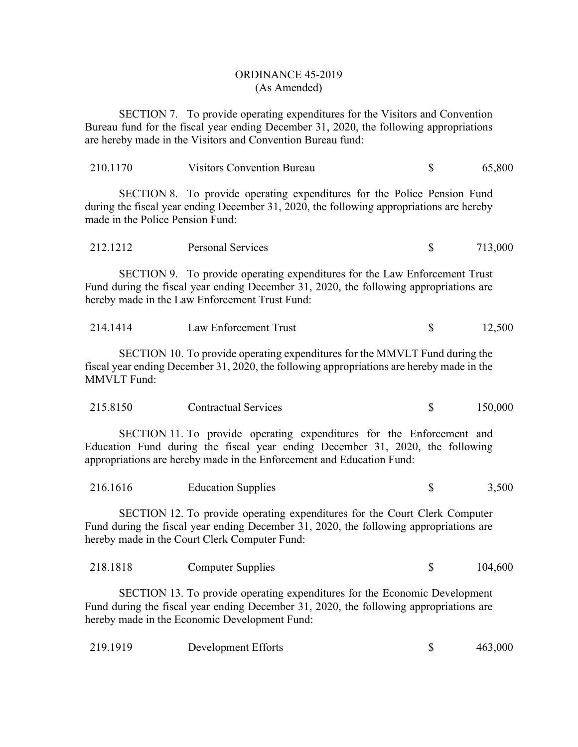ORDINANCE 45-2019
(As Amended)

SECTION 7. To provide operating expenditures for the Visitors and Convention Bureau fund for the fiscal year ending December 31, 2020, the following appropriations are hereby made in the Visitors and Convention Bureau fund:

| 210.1170 | Visitors Convention Bureau | $ | 65,800 |
|---|---|---|---|

SECTION 8. To provide operating expenditures for the Police Pension Fund during the fiscal year ending December 31, 2020, the following appropriations are hereby made in the Police Pension Fund:

| 212.1212 | Personal Services | $ | 713,000 |
|---|---|---|---|

SECTION 9. To provide operating expenditures for the Law Enforcement Trust Fund during the fiscal year ending December 31, 2020, the following appropriations are hereby made in the Law Enforcement Trust Fund:

| 214.1414 | Law Enforcement Trust | $ | 12,500 |
|---|---|---|---|

SECTION 10. To provide operating expenditures for the MMVLT Fund during the fiscal year ending December 31, 2020, the following appropriations are hereby made in the MMVLT Fund:

| 215.8150 | Contractual Services | $ | 150,000 |
|---|---|---|---|

SECTION 11. To provide operating expenditures for the Enforcement and Education Fund during the fiscal year ending December 31, 2020, the following appropriations are hereby made in the Enforcement and Education Fund:

| 216.1616 | Education Supplies | $ | 3,500 |
|---|---|---|---|

SECTION 12. To provide operating expenditures for the Court Clerk Computer Fund during the fiscal year ending December 31, 2020, the following appropriations are hereby made in the Court Clerk Computer Fund:

| 218.1818 | Computer Supplies | $ | 104,600 |
|---|---|---|---|

SECTION 13. To provide operating expenditures for the Economic Development Fund during the fiscal year ending December 31, 2020, the following appropriations are hereby made in the Economic Development Fund:

| 219.1919 | Development Efforts | $ | 463,000 |
|---|---|---|---|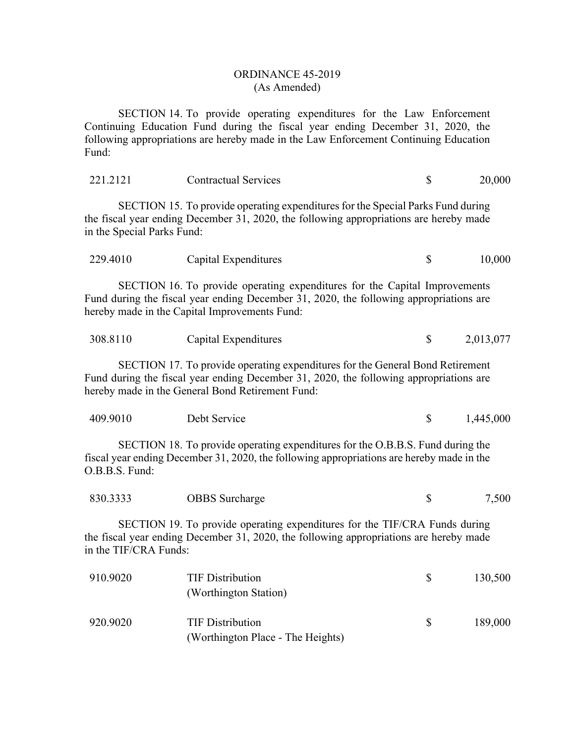ORDINANCE 45-2019
(As Amended)

SECTION 14. To provide operating expenditures for the Law Enforcement Continuing Education Fund during the fiscal year ending December 31, 2020, the following appropriations are hereby made in the Law Enforcement Continuing Education Fund:

| | | | |
|---|---|---|---|
| 221.2121 | Contractual Services | $ | 20,000 |

SECTION 15. To provide operating expenditures for the Special Parks Fund during the fiscal year ending December 31, 2020, the following appropriations are hereby made in the Special Parks Fund:

| | | | |
|---|---|---|---|
| 229.4010 | Capital Expenditures | $ | 10,000 |

SECTION 16. To provide operating expenditures for the Capital Improvements Fund during the fiscal year ending December 31, 2020, the following appropriations are hereby made in the Capital Improvements Fund:

| | | | |
|---|---|---|---|
| 308.8110 | Capital Expenditures | $ | 2,013,077 |

SECTION 17. To provide operating expenditures for the General Bond Retirement Fund during the fiscal year ending December 31, 2020, the following appropriations are hereby made in the General Bond Retirement Fund:

| | | | |
|---|---|---|---|
| 409.9010 | Debt Service | $ | 1,445,000 |

SECTION 18. To provide operating expenditures for the O.B.B.S. Fund during the fiscal year ending December 31, 2020, the following appropriations are hereby made in the O.B.B.S. Fund:

| | | | |
|---|---|---|---|
| 830.3333 | OBBS Surcharge | $ | 7,500 |

SECTION 19. To provide operating expenditures for the TIF/CRA Funds during the fiscal year ending December 31, 2020, the following appropriations are hereby made in the TIF/CRA Funds:

| | | | |
|---|---|---|---|
| 910.9020 | TIF Distribution (Worthington Station) | $ | 130,500 |
| 920.9020 | TIF Distribution (Worthington Place - The Heights) | $ | 189,000 |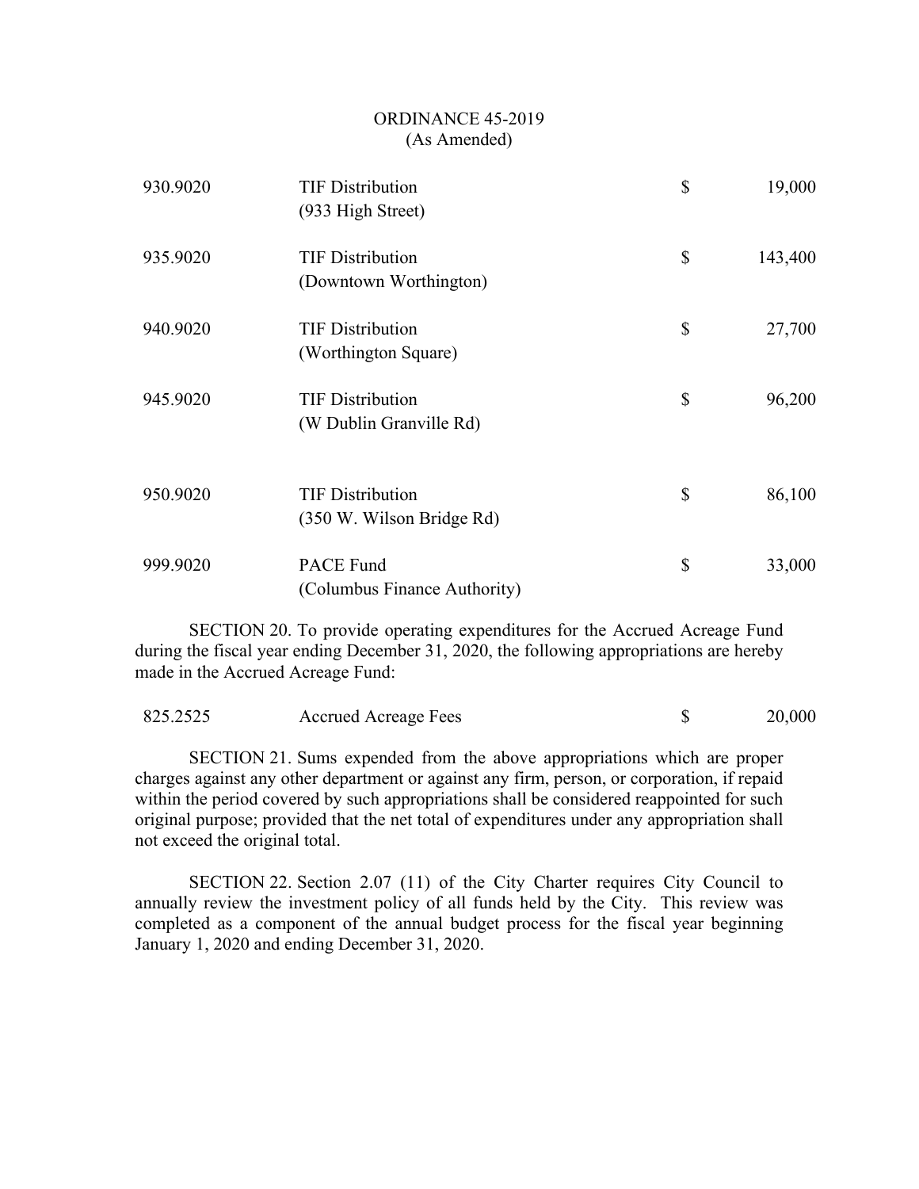ORDINANCE 45-2019
(As Amended)

| | | | |
|---|---|---|---|
| 930.9020 | TIF Distribution (933 High Street) | $ | 19,000 |
| 935.9020 | TIF Distribution (Downtown Worthington) | $ | 143,400 |
| 940.9020 | TIF Distribution (Worthington Square) | $ | 27,700 |
| 945.9020 | TIF Distribution (W Dublin Granville Rd) | $ | 96,200 |
| 950.9020 | TIF Distribution (350 W. Wilson Bridge Rd) | $ | 86,100 |
| 999.9020 | PACE Fund (Columbus Finance Authority) | $ | 33,000 |

SECTION 20. To provide operating expenditures for the Accrued Acreage Fund during the fiscal year ending December 31, 2020, the following appropriations are hereby made in the Accrued Acreage Fund:

| | | | |
|---|---|---|---|
| 825.2525 | Accrued Acreage Fees | $ | 20,000 |

SECTION 21. Sums expended from the above appropriations which are proper charges against any other department or against any firm, person, or corporation, if repaid within the period covered by such appropriations shall be considered reappointed for such original purpose; provided that the net total of expenditures under any appropriation shall not exceed the original total.

SECTION 22. Section 2.07 (11) of the City Charter requires City Council to annually review the investment policy of all funds held by the City. This review was completed as a component of the annual budget process for the fiscal year beginning January 1, 2020 and ending December 31, 2020.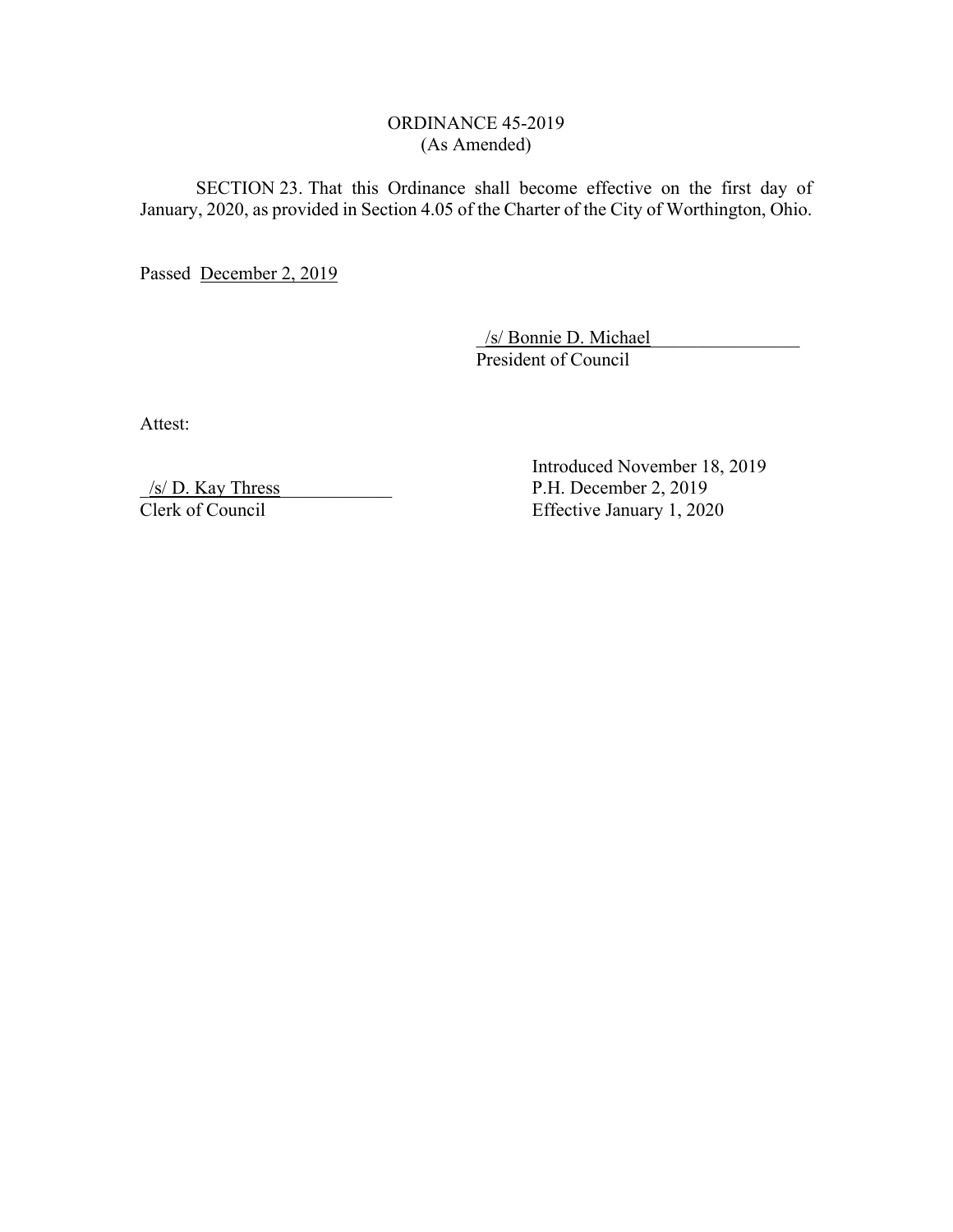ORDINANCE 45-2019
(As Amended)

SECTION 23. That this Ordinance shall become effective on the first day of January, 2020, as provided in Section 4.05 of the Charter of the City of Worthington, Ohio.

Passed December 2, 2019

/s/ Bonnie D. Michael
President of Council

Attest:

/s/ D. Kay Thress
Clerk of Council

Introduced November 18, 2019
P.H. December 2, 2019
Effective January 1, 2020